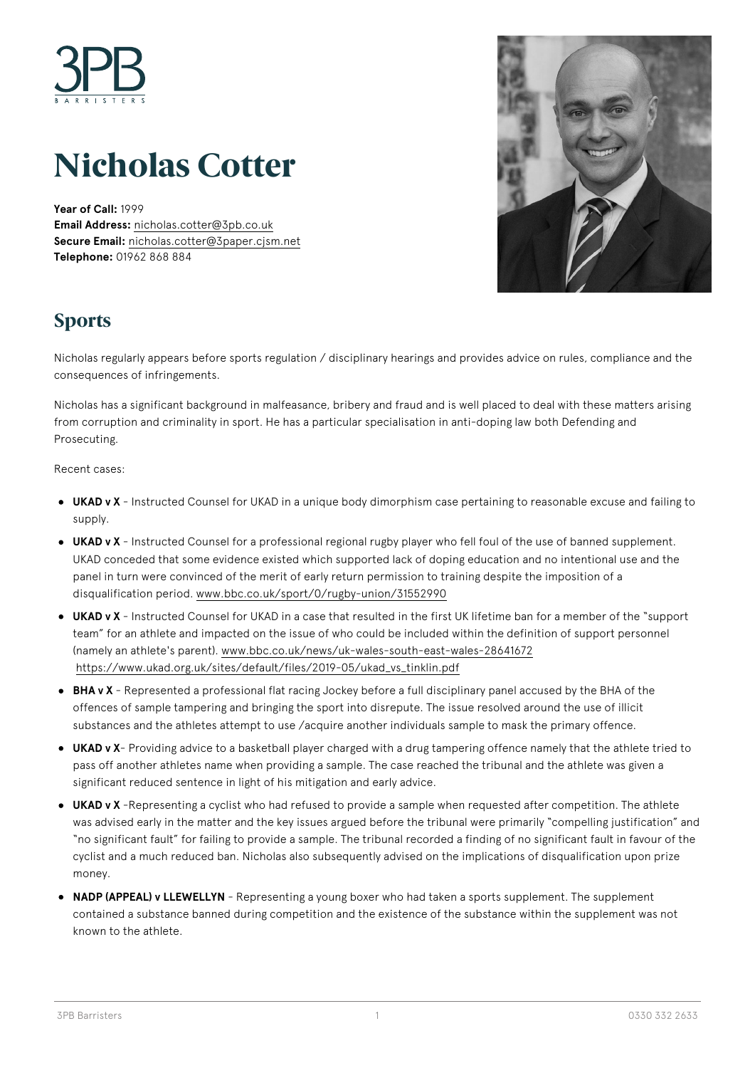# Nicholas Cotter

**Year of Call:** 1999
**Email Address:** nicholas.cotter@3pb.co.uk
**Secure Email:** nicholas.cotter@3paper.cjsm.net
**Telephone:** 01962 868 884

## Sports

Nicholas regularly appears before sports regulation / disciplinary hearings and provides advice on rules, compliance and the consequences of infringements.

Nicholas has a significant background in malfeasance, bribery and fraud and is well placed to deal with these matters arising from corruption and criminality in sport. He has a particular specialisation in anti-doping law both Defending and Prosecuting.

Recent cases:

- **UKAD v X** - Instructed Counsel for UKAD in a unique body dimorphism case pertaining to reasonable excuse and failing to supply.
- **UKAD v X** - Instructed Counsel for a professional regional rugby player who fell foul of the use of banned supplement. UKAD conceded that some evidence existed which supported lack of doping education and no intentional use and the panel in turn were convinced of the merit of early return permission to training despite the imposition of a disqualification period. www.bbc.co.uk/sport/0/rugby-union/31552990
- **UKAD v X** - Instructed Counsel for UKAD in a case that resulted in the first UK lifetime ban for a member of the "support team" for an athlete and impacted on the issue of who could be included within the definition of support personnel (namely an athlete's parent). www.bbc.co.uk/news/uk-wales-south-east-wales-28641672 https://www.ukad.org.uk/sites/default/files/2019-05/ukad_vs_tinklin.pdf
- **BHA v X** - Represented a professional flat racing Jockey before a full disciplinary panel accused by the BHA of the offences of sample tampering and bringing the sport into disrepute. The issue resolved around the use of illicit substances and the athletes attempt to use /acquire another individuals sample to mask the primary offence.
- **UKAD v X**- Providing advice to a basketball player charged with a drug tampering offence namely that the athlete tried to pass off another athletes name when providing a sample. The case reached the tribunal and the athlete was given a significant reduced sentence in light of his mitigation and early advice.
- **UKAD v X** -Representing a cyclist who had refused to provide a sample when requested after competition. The athlete was advised early in the matter and the key issues argued before the tribunal were primarily "compelling justification" and "no significant fault" for failing to provide a sample. The tribunal recorded a finding of no significant fault in favour of the cyclist and a much reduced ban. Nicholas also subsequently advised on the implications of disqualification upon prize money.
- **NADP (APPEAL) v LLEWELLYN** - Representing a young boxer who had taken a sports supplement. The supplement contained a substance banned during competition and the existence of the substance within the supplement was not known to the athlete.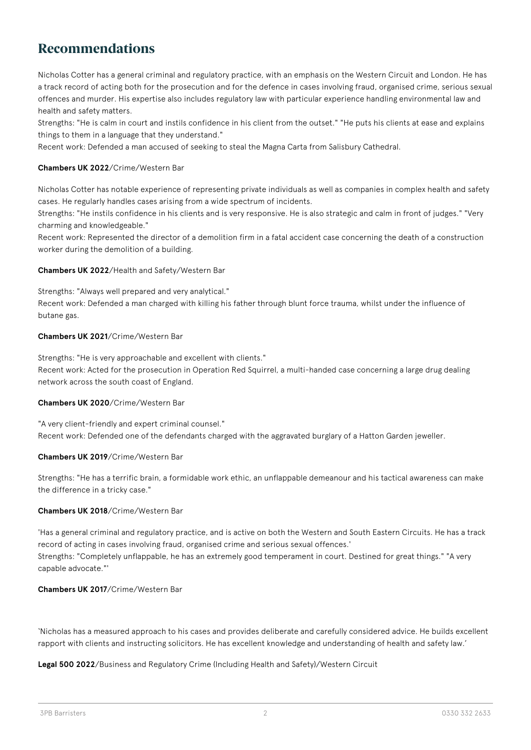## Recommendations

Nicholas Cotter has a general criminal and regulatory practice, with an emphasis on the Western Circuit and London. He has a track record of acting both for the prosecution and for the defence in cases involving fraud, organised crime, serious sexual offences and murder. His expertise also includes regulatory law with particular experience handling environmental law and health and safety matters.
Strengths: "He is calm in court and instils confidence in his client from the outset." "He puts his clients at ease and explains things to them in a language that they understand."
Recent work: Defended a man accused of seeking to steal the Magna Carta from Salisbury Cathedral.

**Chambers UK 2022**/Crime/Western Bar

Nicholas Cotter has notable experience of representing private individuals as well as companies in complex health and safety cases. He regularly handles cases arising from a wide spectrum of incidents.
Strengths: "He instils confidence in his clients and is very responsive. He is also strategic and calm in front of judges." "Very charming and knowledgeable."
Recent work: Represented the director of a demolition firm in a fatal accident case concerning the death of a construction worker during the demolition of a building.

**Chambers UK 2022**/Health and Safety/Western Bar

Strengths: "Always well prepared and very analytical."
Recent work: Defended a man charged with killing his father through blunt force trauma, whilst under the influence of butane gas.

**Chambers UK 2021**/Crime/Western Bar

Strengths: "He is very approachable and excellent with clients."
Recent work: Acted for the prosecution in Operation Red Squirrel, a multi-handed case concerning a large drug dealing network across the south coast of England.

**Chambers UK 2020**/Crime/Western Bar

"A very client-friendly and expert criminal counsel."
Recent work: Defended one of the defendants charged with the aggravated burglary of a Hatton Garden jeweller.

**Chambers UK 2019**/Crime/Western Bar

Strengths: "He has a terrific brain, a formidable work ethic, an unflappable demeanour and his tactical awareness can make the difference in a tricky case."

**Chambers UK 2018**/Crime/Western Bar

'Has a general criminal and regulatory practice, and is active on both the Western and South Eastern Circuits. He has a track record of acting in cases involving fraud, organised crime and serious sexual offences.'
Strengths: "Completely unflappable, he has an extremely good temperament in court. Destined for great things." "A very capable advocate."'

**Chambers UK 2017**/Crime/Western Bar

`Nicholas has a measured approach to his cases and provides deliberate and carefully considered advice. He builds excellent rapport with clients and instructing solicitors. He has excellent knowledge and understanding of health and safety law.'

**Legal 500 2022**/Business and Regulatory Crime (Including Health and Safety)/Western Circuit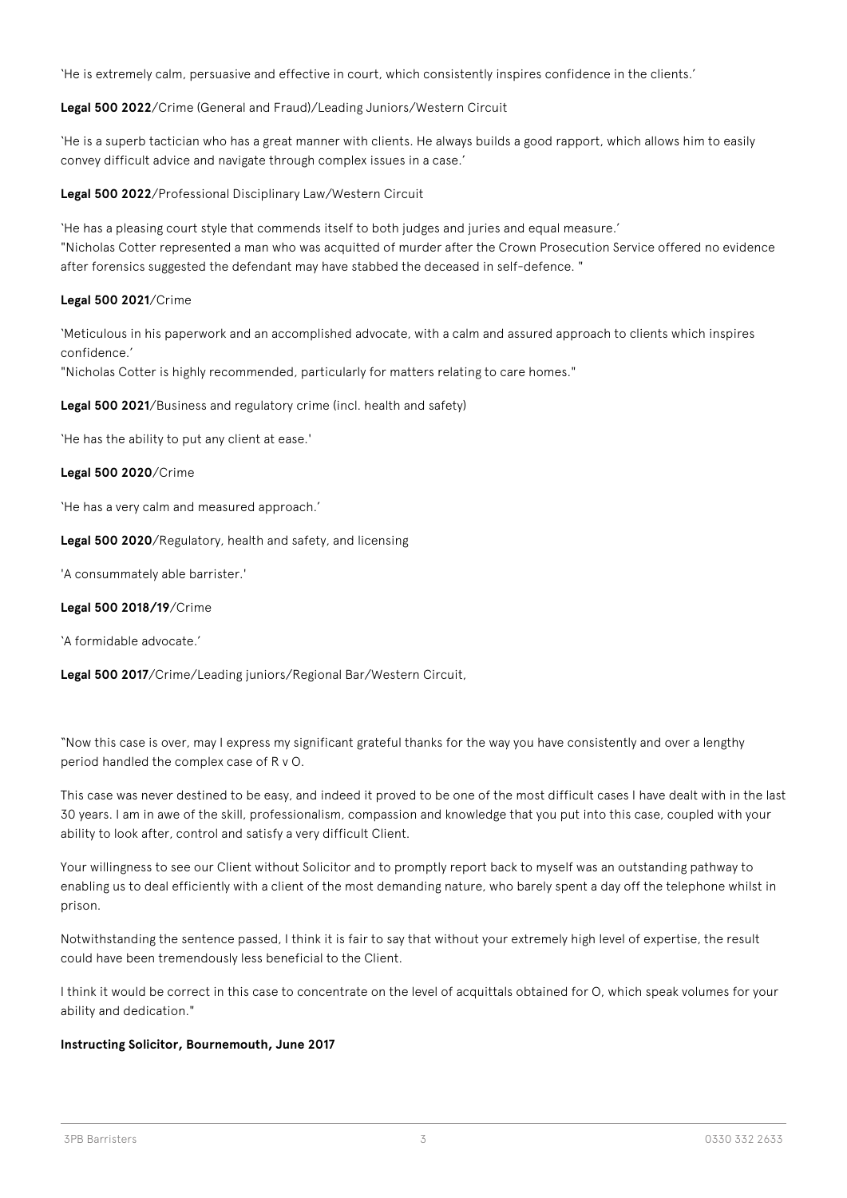'He is extremely calm, persuasive and effective in court, which consistently inspires confidence in the clients.'

**Legal 500 2022**/Crime (General and Fraud)/Leading Juniors/Western Circuit

'He is a superb tactician who has a great manner with clients. He always builds a good rapport, which allows him to easily convey difficult advice and navigate through complex issues in a case.'

**Legal 500 2022**/Professional Disciplinary Law/Western Circuit

'He has a pleasing court style that commends itself to both judges and juries and equal measure.'
"Nicholas Cotter represented a man who was acquitted of murder after the Crown Prosecution Service offered no evidence after forensics suggested the defendant may have stabbed the deceased in self-defence. "

**Legal 500 2021**/Crime

'Meticulous in his paperwork and an accomplished advocate, with a calm and assured approach to clients which inspires confidence.'
"Nicholas Cotter is highly recommended, particularly for matters relating to care homes."

**Legal 500 2021**/Business and regulatory crime (incl. health and safety)

'He has the ability to put any client at ease.'

**Legal 500 2020**/Crime

'He has a very calm and measured approach.'

**Legal 500 2020**/Regulatory, health and safety, and licensing

'A consummately able barrister.'

**Legal 500 2018/19**/Crime

'A formidable advocate.'

**Legal 500 2017**/Crime/Leading juniors/Regional Bar/Western Circuit,

"Now this case is over, may I express my significant grateful thanks for the way you have consistently and over a lengthy period handled the complex case of R v O.

This case was never destined to be easy, and indeed it proved to be one of the most difficult cases I have dealt with in the last 30 years. I am in awe of the skill, professionalism, compassion and knowledge that you put into this case, coupled with your ability to look after, control and satisfy a very difficult Client.

Your willingness to see our Client without Solicitor and to promptly report back to myself was an outstanding pathway to enabling us to deal efficiently with a client of the most demanding nature, who barely spent a day off the telephone whilst in prison.

Notwithstanding the sentence passed, I think it is fair to say that without your extremely high level of expertise, the result could have been tremendously less beneficial to the Client.

I think it would be correct in this case to concentrate on the level of acquittals obtained for O, which speak volumes for your ability and dedication."

**Instructing Solicitor, Bournemouth, June 2017**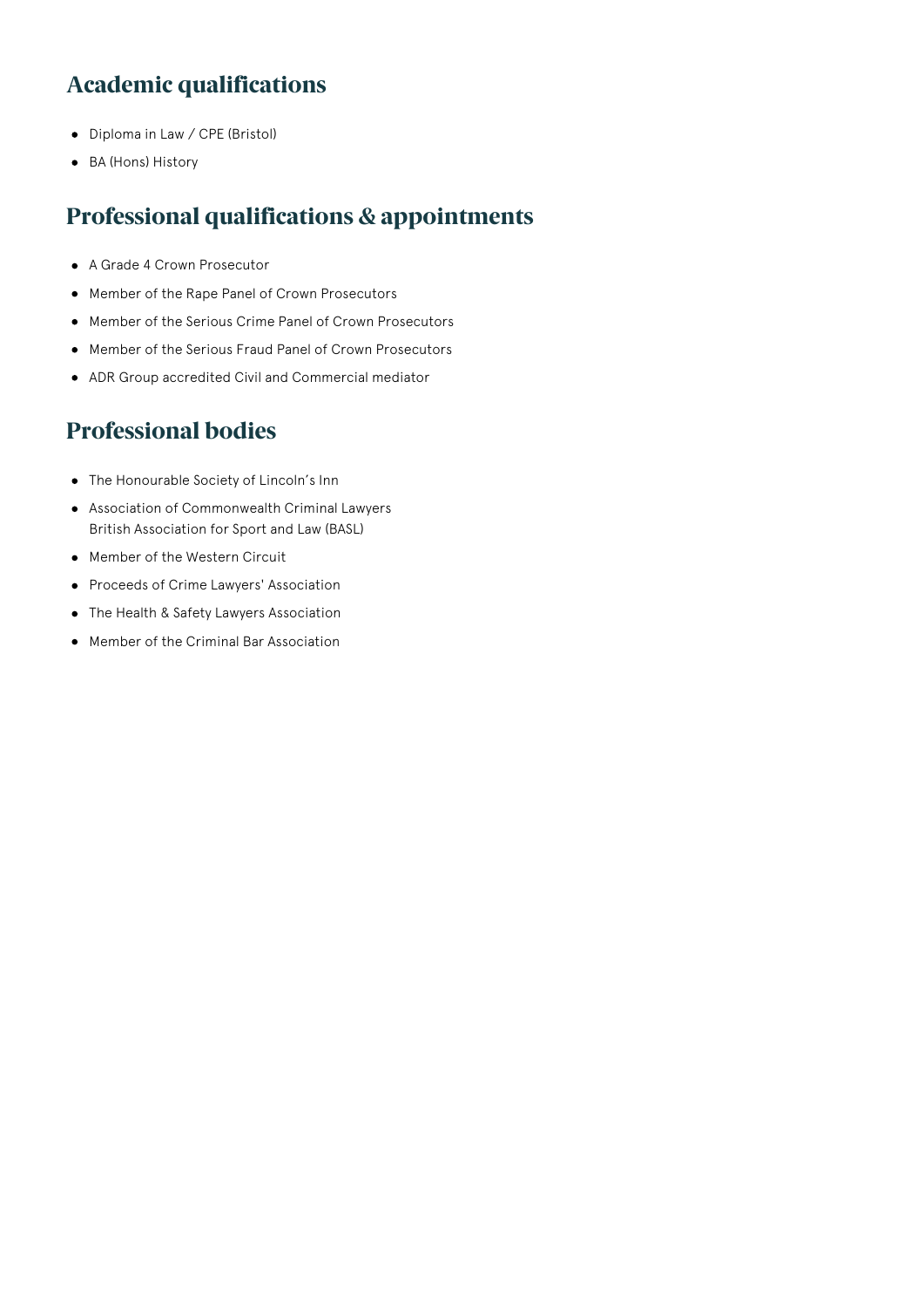## Academic qualifications

- Diploma in Law / CPE (Bristol)
- BA (Hons) History

## Professional qualifications & appointments

- A Grade 4 Crown Prosecutor
- Member of the Rape Panel of Crown Prosecutors
- Member of the Serious Crime Panel of Crown Prosecutors
- Member of the Serious Fraud Panel of Crown Prosecutors
- ADR Group accredited Civil and Commercial mediator

## Professional bodies

- The Honourable Society of Lincoln's Inn
- Association of Commonwealth Criminal Lawyers
  British Association for Sport and Law (BASL)
- Member of the Western Circuit
- Proceeds of Crime Lawyers' Association
- The Health & Safety Lawyers Association
- Member of the Criminal Bar Association